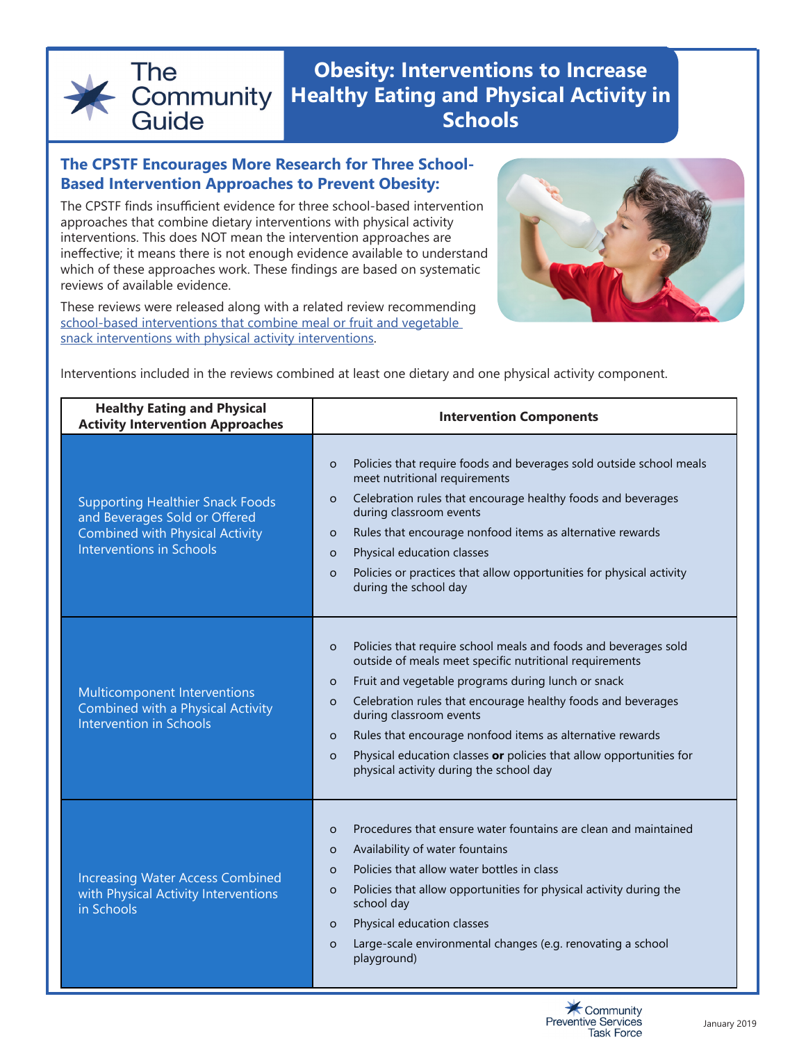# Obesity: Interventions to Increase Healthy Eating and Physical Activity in Schools

The Community Guide

## The CPSTF Encourages More Research for Three School-Based Intervention Approaches to Prevent Obesity:

The CPSTF finds insufficient evidence for three school-based intervention approaches that combine dietary interventions with physical activity interventions. This does NOT mean the intervention approaches are ineffective; it means there is not enough evidence available to understand which of these approaches work. These findings are based on systematic reviews of available evidence.

These reviews were released along with a related review recommending school-based interventions that combine meal or fruit and vegetable snack interventions with physical activity interventions.

Interventions included in the reviews combined at least one dietary and one physical activity component.

| Healthy Eating and Physical Activity Intervention Approaches | Intervention Components |
|---|---|
| Supporting Healthier Snack Foods and Beverages Sold or Offered Combined with Physical Activity Interventions in Schools | o Policies that require foods and beverages sold outside school meals meet nutritional requirements<br>o Celebration rules that encourage healthy foods and beverages during classroom events<br>o Rules that encourage nonfood items as alternative rewards<br>o Physical education classes<br>o Policies or practices that allow opportunities for physical activity during the school day |
| Multicomponent Interventions Combined with a Physical Activity Intervention in Schools | o Policies that require school meals and foods and beverages sold outside of meals meet specific nutritional requirements<br>o Fruit and vegetable programs during lunch or snack<br>o Celebration rules that encourage healthy foods and beverages during classroom events<br>o Rules that encourage nonfood items as alternative rewards<br>o Physical education classes **or** policies that allow opportunities for physical activity during the school day |
| Increasing Water Access Combined with Physical Activity Interventions in Schools | o Procedures that ensure water fountains are clean and maintained<br>o Availability of water fountains<br>o Policies that allow water bottles in class<br>o Policies that allow opportunities for physical activity during the school day<br>o Physical education classes<br>o Large-scale environmental changes (e.g. renovating a school playground) |

Community Preventive Services Task Force

January 2019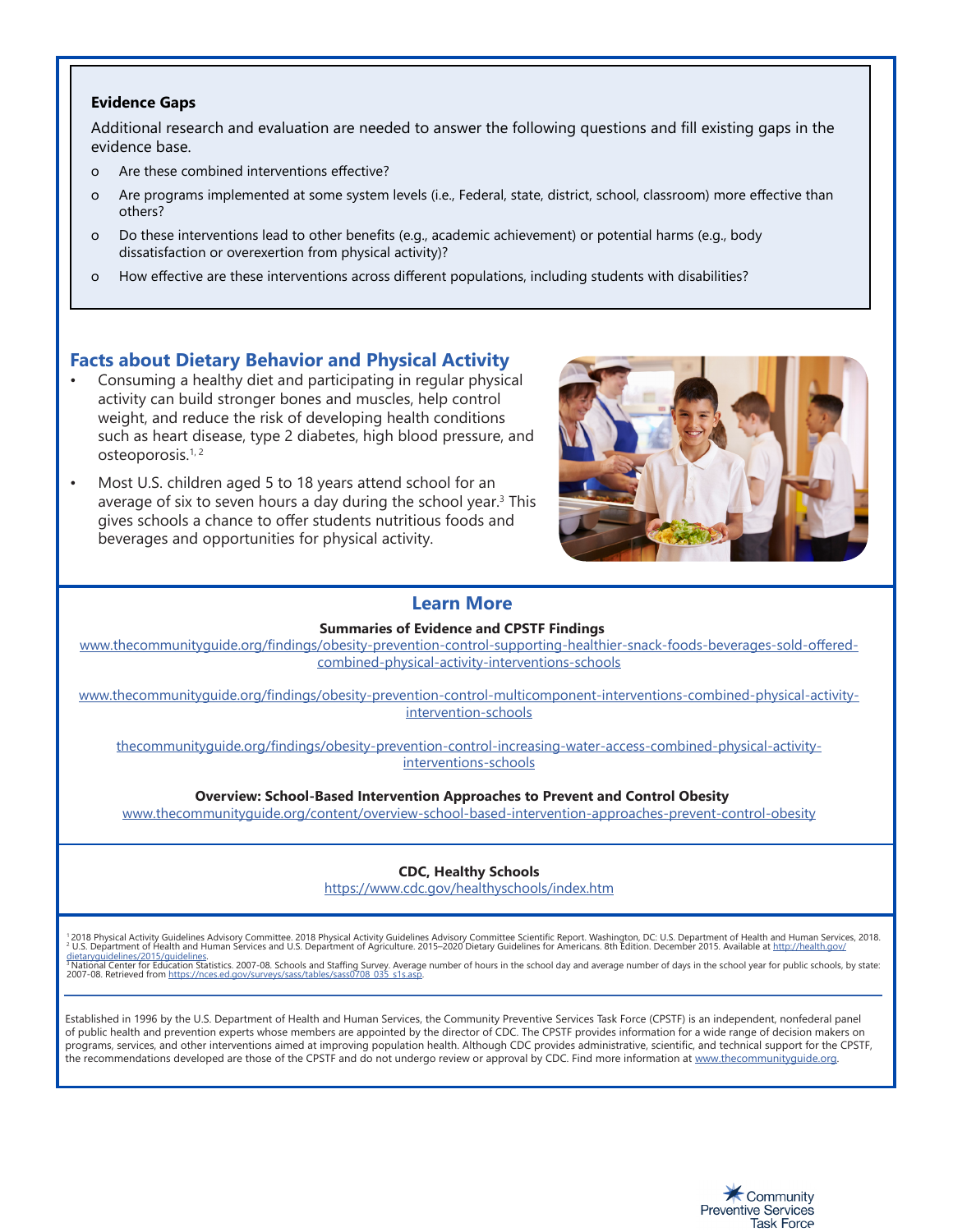### Evidence Gaps

Additional research and evaluation are needed to answer the following questions and fill existing gaps in the evidence base.

- Are these combined interventions effective?
- Are programs implemented at some system levels (i.e., Federal, state, district, school, classroom) more effective than others?
- Do these interventions lead to other benefits (e.g., academic achievement) or potential harms (e.g., body dissatisfaction or overexertion from physical activity)?
- How effective are these interventions across different populations, including students with disabilities?

## Facts about Dietary Behavior and Physical Activity

- Consuming a healthy diet and participating in regular physical activity can build stronger bones and muscles, help control weight, and reduce the risk of developing health conditions such as heart disease, type 2 diabetes, high blood pressure, and osteoporosis.[1, 2]
- Most U.S. children aged 5 to 18 years attend school for an average of six to seven hours a day during the school year.[3] This gives schools a chance to offer students nutritious foods and beverages and opportunities for physical activity.

## Learn More

**Summaries of Evidence and CPSTF Findings**

www.thecommunityguide.org/findings/obesity-prevention-control-supporting-healthier-snack-foods-beverages-sold-offered-combined-physical-activity-interventions-schools

www.thecommunityguide.org/findings/obesity-prevention-control-multicomponent-interventions-combined-physical-activity-intervention-schools

thecommunityguide.org/findings/obesity-prevention-control-increasing-water-access-combined-physical-activity-interventions-schools

**Overview: School-Based Intervention Approaches to Prevent and Control Obesity**

www.thecommunityguide.org/content/overview-school-based-intervention-approaches-prevent-control-obesity

**CDC, Healthy Schools**

https://www.cdc.gov/healthyschools/index.htm

[1] 2018 Physical Activity Guidelines Advisory Committee. 2018 Physical Activity Guidelines Advisory Committee Scientific Report. Washington, DC: U.S. Department of Health and Human Services, 2018.
[2] U.S. Department of Health and Human Services and U.S. Department of Agriculture. 2015–2020 Dietary Guidelines for Americans. 8th Edition. December 2015. Available at http://health.gov/dietaryguidelines/2015/guidelines.
[3] National Center for Education Statistics. 2007-08. Schools and Staffing Survey. Average number of hours in the school day and average number of days in the school year for public schools, by state: 2007-08. Retrieved from https://nces.ed.gov/surveys/sass/tables/sass0708_035_s1s.asp.

Established in 1996 by the U.S. Department of Health and Human Services, the Community Preventive Services Task Force (CPSTF) is an independent, nonfederal panel of public health and prevention experts whose members are appointed by the director of CDC. The CPSTF provides information for a wide range of decision makers on programs, services, and other interventions aimed at improving population health. Although CDC provides administrative, scientific, and technical support for the CPSTF, the recommendations developed are those of the CPSTF and do not undergo review or approval by CDC. Find more information at www.thecommunityguide.org.